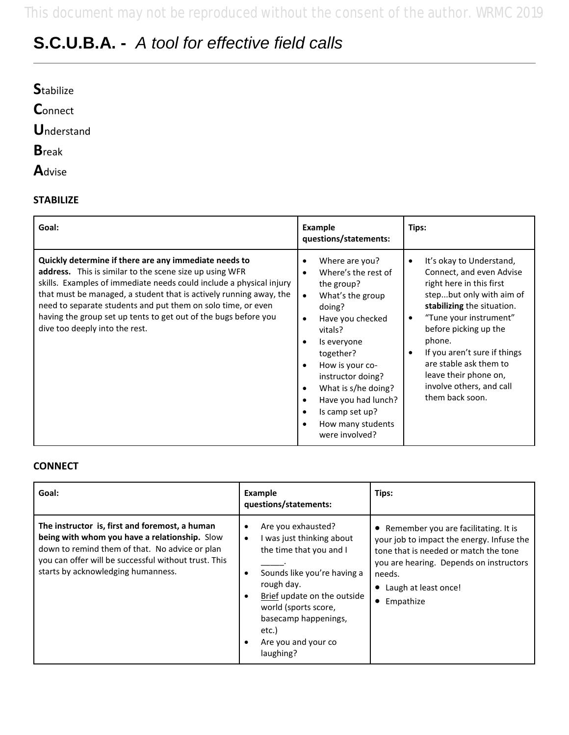# S.C.U.B.A. - *A tool for effective field calls*

**S**tabilize

**C**onnect

**U**nderstand

**B**reak

**A**dvise

### STABILIZE

| Goal: | Example questions/statements: | Tips: |
|---|---|---|
| **Quickly determine if there are any immediate needs to address.** This is similar to the scene size up using WFR skills. Examples of immediate needs could include a physical injury that must be managed, a student that is actively running away, the need to separate students and put them on solo time, or even having the group set up tents to get out of the bugs before you dive too deeply into the rest. | • Where are you?<br>• Where's the rest of the group?<br>• What's the group doing?<br>• Have you checked vitals?<br>• Is everyone together?<br>• How is your co-instructor doing?<br>• What is s/he doing?<br>• Have you had lunch?<br>• Is camp set up?<br>• How many students were involved? | • It's okay to Understand, Connect, and even Advise right here in this first step...but only with aim of **stabilizing** the situation.<br>• "Tune your instrument" before picking up the phone.<br>• If you aren't sure if things are stable ask them to leave their phone on, involve others, and call them back soon. |

### CONNECT

| Goal: | Example questions/statements: | Tips: |
|---|---|---|
| **The instructor is, first and foremost, a human being with whom you have a relationship.** Slow down to remind them of that. No advice or plan you can offer will be successful without trust. This starts by acknowledging humanness. | • Are you exhausted?<br>• I was just thinking about the time that you and I _____.<br>• Sounds like you're having a rough day.<br>• Brief update on the outside world (sports score, basecamp happenings, etc.)<br>• Are you and your co laughing? | • Remember you are facilitating. It is your job to impact the energy. Infuse the tone that is needed or match the tone you are hearing. Depends on instructors needs.<br>• Laugh at least once!<br>• Empathize |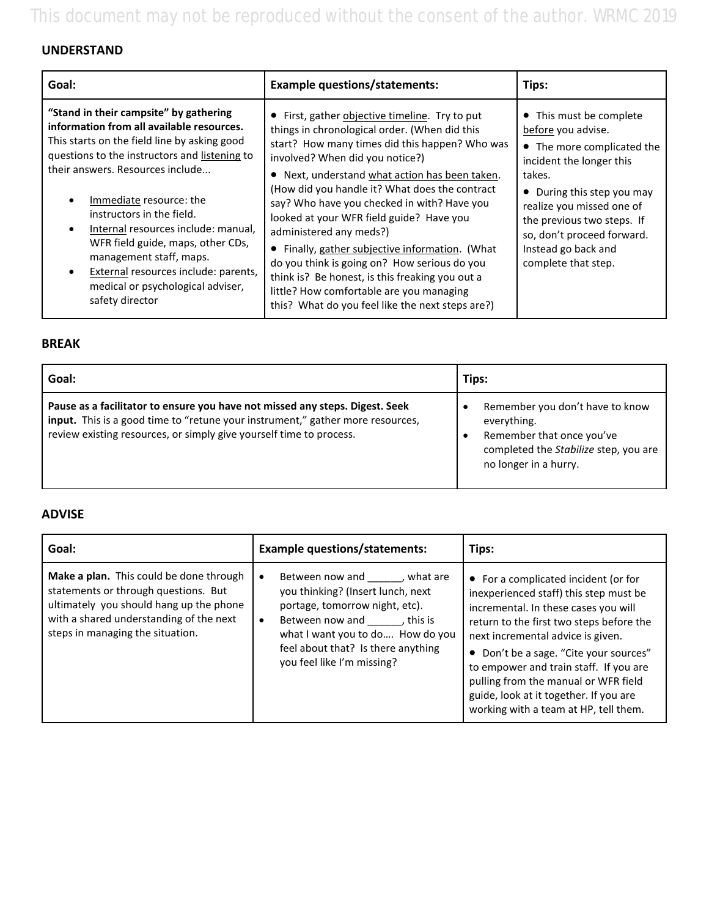## UNDERSTAND

| Goal: | Example questions/statements: | Tips: |
| --- | --- | --- |
| **"Stand in their campsite" by gathering information from all available resources.** This starts on the field line by asking good questions to the instructors and listening to their answers. Resources include...<br>• Immediate resource: the instructors in the field.<br>• Internal resources include: manual, WFR field guide, maps, other CDs, management staff, maps.<br>• External resources include: parents, medical or psychological adviser, safety director | • First, gather objective timeline. Try to put things in chronological order. (When did this start? How many times did this happen? Who was involved? When did you notice?)<br>• Next, understand what action has been taken. (How did you handle it? What does the contract say? Who have you checked in with? Have you looked at your WFR field guide? Have you administered any meds?)<br>• Finally, gather subjective information. (What do you think is going on? How serious do you think is? Be honest, is this freaking you out a little? How comfortable are you managing this? What do you feel like the next steps are?) | • This must be complete before you advise.<br>• The more complicated the incident the longer this takes.<br>• During this step you may realize you missed one of the previous two steps. If so, don't proceed forward. Instead go back and complete that step. |

## BREAK

| Goal: | Tips: |
| --- | --- |
| **Pause as a facilitator to ensure you have not missed any steps. Digest. Seek input.** This is a good time to "retune your instrument," gather more resources, review existing resources, or simply give yourself time to process. | • Remember you don't have to know everything.<br>• Remember that once you've completed the *Stabilize* step, you are no longer in a hurry. |

## ADVISE

| Goal: | Example questions/statements: | Tips: |
| --- | --- | --- |
| **Make a plan.** This could be done through statements or through questions. But ultimately you should hang up the phone with a shared understanding of the next steps in managing the situation. | • Between now and ______, what are you thinking? (Insert lunch, next portage, tomorrow night, etc).<br>• Between now and ______, this is what I want you to do…. How do you feel about that? Is there anything you feel like I'm missing? | • For a complicated incident (or for inexperienced staff) this step must be incremental. In these cases you will return to the first two steps before the next incremental advice is given.<br>• Don't be a sage. "Cite your sources" to empower and train staff. If you are pulling from the manual or WFR field guide, look at it together. If you are working with a team at HP, tell them. |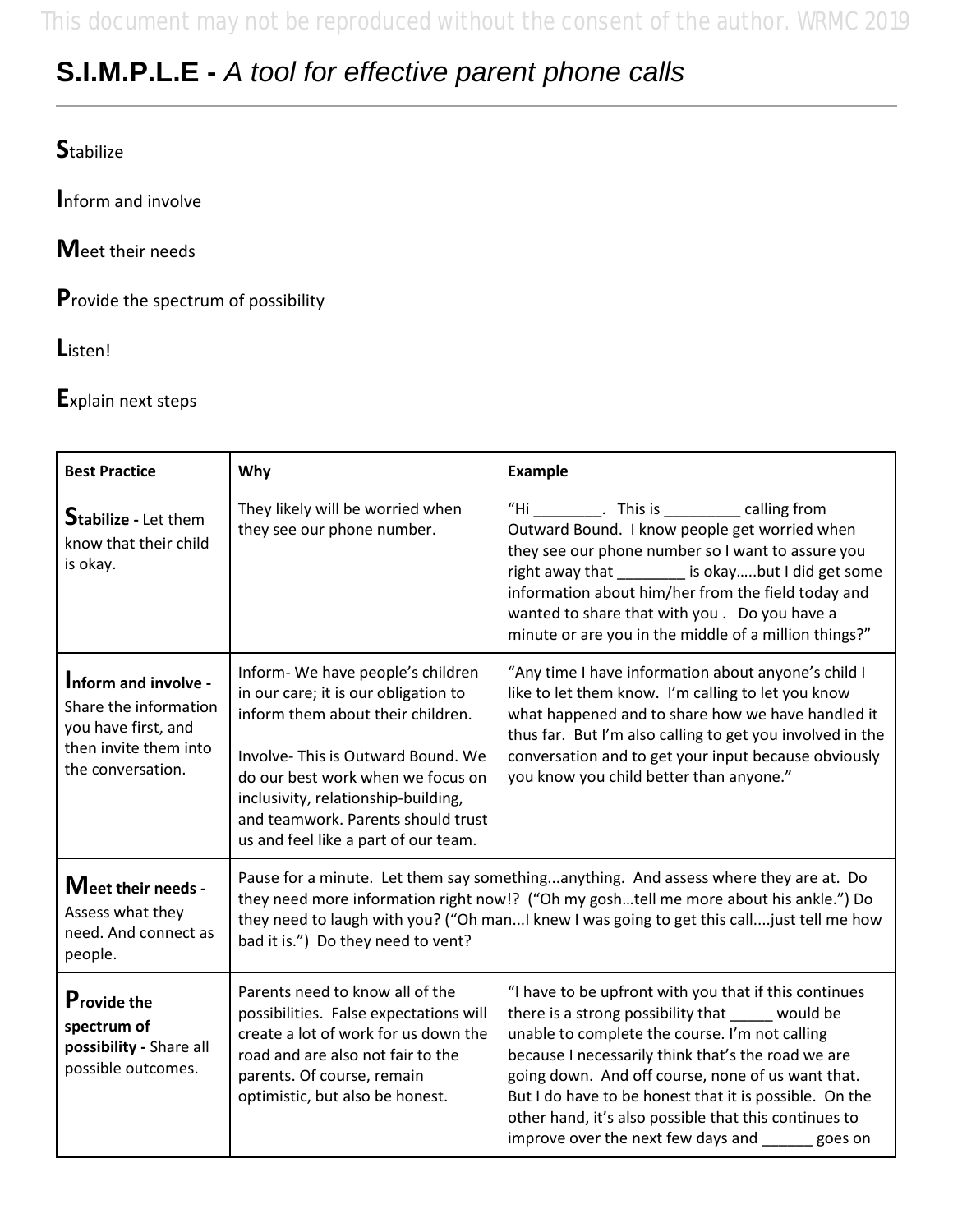# S.I.M.P.L.E - *A tool for effective parent phone calls*

**S**tabilize

**I**nform and involve

**M**eet their needs

**P**rovide the spectrum of possibility

**L**isten!

**E**xplain next steps

| **Best Practice** | **Why** | **Example** |
|---|---|---|
| **Stabilize -** Let them know that their child is okay. | They likely will be worried when they see our phone number. | "Hi ________.  This is _________ calling from Outward Bound.  I know people get worried when they see our phone number so I want to assure you right away that ________ is okay…..but I did get some information about him/her from the field today and wanted to share that with you .  Do you have a minute or are you in the middle of a million things?" |
| **Inform and involve -** Share the information you have first, and then invite them into the conversation. | Inform- We have people's children in our care; it is our obligation to inform them about their children.<br><br>Involve- This is Outward Bound. We do our best work when we focus on inclusivity, relationship-building, and teamwork. Parents should trust us and feel like a part of our team. | "Any time I have information about anyone's child I like to let them know.  I'm calling to let you know what happened and to share how we have handled it thus far.  But I'm also calling to get you involved in the conversation and to get your input because obviously you know you child better than anyone." |
| **Meet their needs -** Assess what they need. And connect as people. | Pause for a minute.  Let them say something...anything.  And assess where they are at.  Do they need more information right now!?  ("Oh my gosh…tell me more about his ankle.") Do they need to laugh with you? ("Oh man...I knew I was going to get this call....just tell me how bad it is.")  Do they need to vent? | |
| **Provide the spectrum of possibility -** Share all possible outcomes. | Parents need to know <u>all</u> of the possibilities.  False expectations will create a lot of work for us down the road and are also not fair to the parents. Of course, remain optimistic, but also be honest. | "I have to be upfront with you that if this continues there is a strong possibility that _____ would be unable to complete the course. I'm not calling because I necessarily think that's the road we are going down.  And off course, none of us want that. But I do have to be honest that it is possible.  On the other hand, it's also possible that this continues to improve over the next few days and ______ goes on |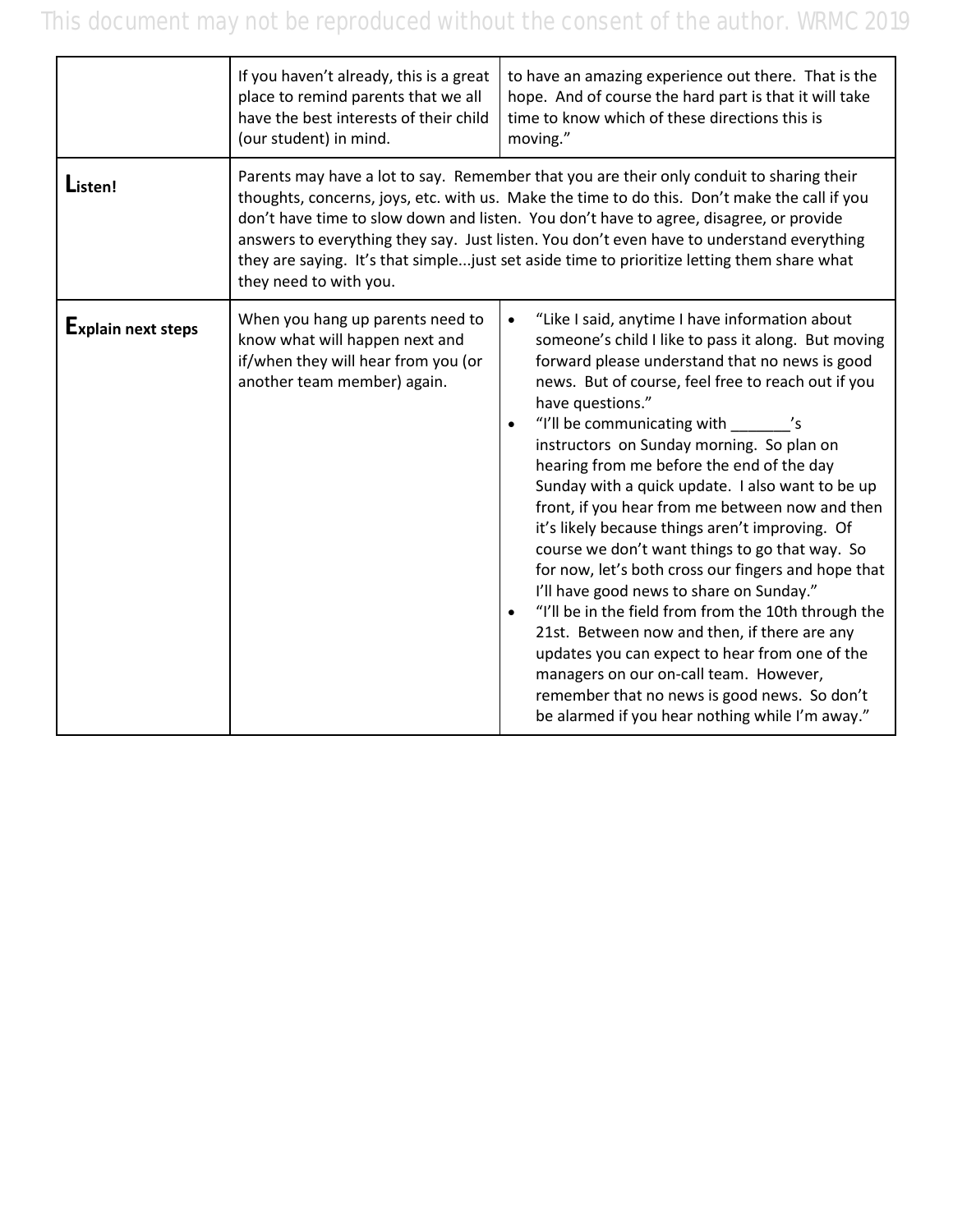| | | |
|---|---|---|
| | If you haven't already, this is a great place to remind parents that we all have the best interests of their child (our student) in mind. | to have an amazing experience out there. That is the hope. And of course the hard part is that it will take time to know which of these directions this is moving." |
| **L**isten! | Parents may have a lot to say. Remember that you are their only conduit to sharing their thoughts, concerns, joys, etc. with us. Make the time to do this. Don't make the call if you don't have time to slow down and listen. You don't have to agree, disagree, or provide answers to everything they say. Just listen. You don't even have to understand everything they are saying. It's that simple...just set aside time to prioritize letting them share what they need to with you. | |
| **E**xplain next steps | When you hang up parents need to know what will happen next and if/when they will hear from you (or another team member) again. | • "Like I said, anytime I have information about someone's child I like to pass it along. But moving forward please understand that no news is good news. But of course, feel free to reach out if you have questions."<br>• "I'll be communicating with _______'s instructors on Sunday morning. So plan on hearing from me before the end of the day Sunday with a quick update. I also want to be up front, if you hear from me between now and then it's likely because things aren't improving. Of course we don't want things to go that way. So for now, let's both cross our fingers and hope that I'll have good news to share on Sunday."<br>• "I'll be in the field from from the 10th through the 21st. Between now and then, if there are any updates you can expect to hear from one of the managers on our on-call team. However, remember that no news is good news. So don't be alarmed if you hear nothing while I'm away." |